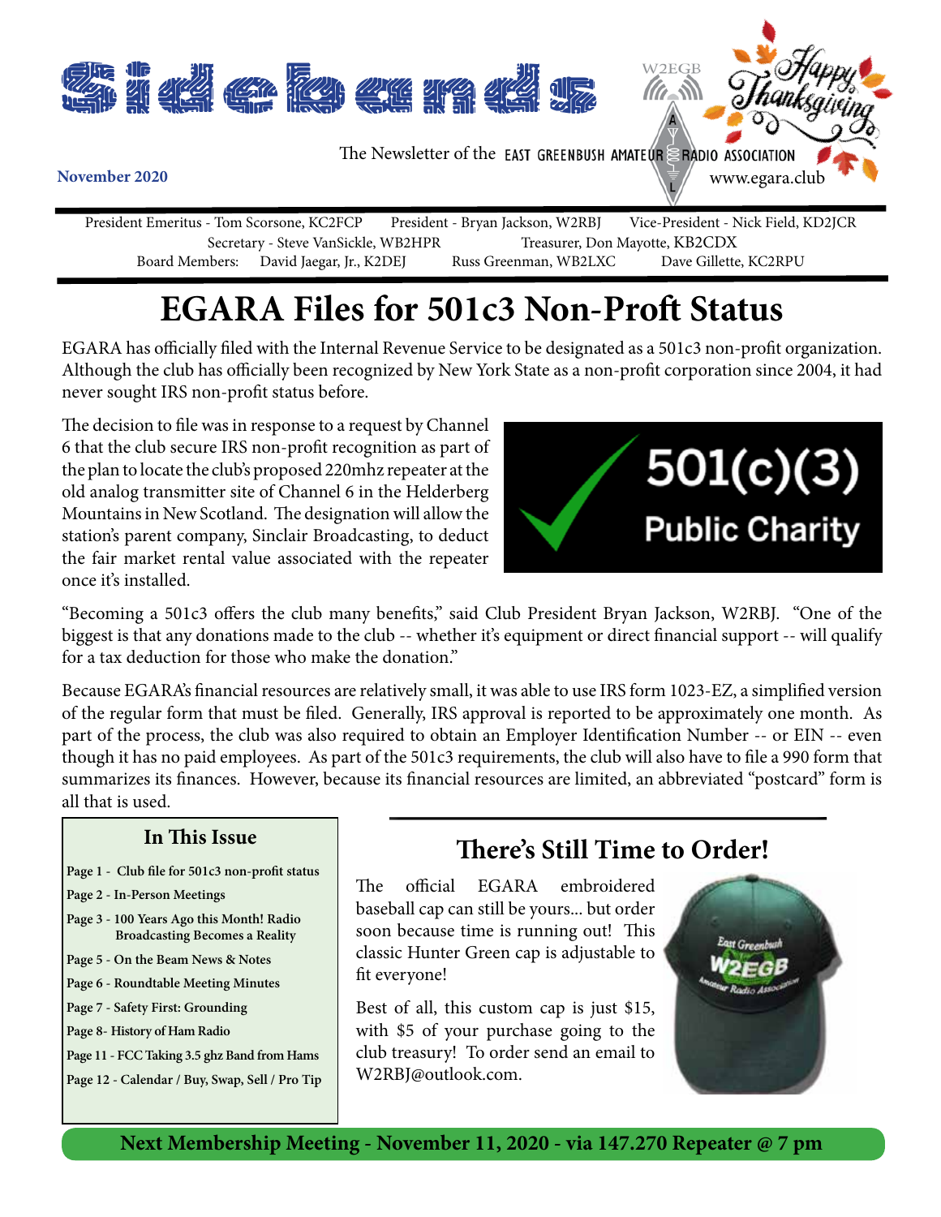# Sidebands

The Newsletter of the EAST GREENBUSH AMATEUR RADIO ASSOCIATION

W2EGB

Happy Thanksgiving

**November 2020**

www.egara.club

President Emeritus - Tom Scorsone, KC2FCP President - Bryan Jackson, W2RBJ Vice-President - Nick Field, KD2JCR
Secretary - Steve VanSickle, WB2HPR Treasurer, Don Mayotte, KB2CDX
Board Members: David Jaegar, Jr., K2DEJ Russ Greenman, WB2LXC Dave Gillette, KC2RPU

# EGARA Files for 501c3 Non-Proft Status

EGARA has officially filed with the Internal Revenue Service to be designated as a 501c3 non-profit organization. Although the club has officially been recognized by New York State as a non-profit corporation since 2004, it had never sought IRS non-profit status before.

The decision to file was in response to a request by Channel 6 that the club secure IRS non-profit recognition as part of the plan to locate the club's proposed 220mhz repeater at the old analog transmitter site of Channel 6 in the Helderberg Mountains in New Scotland. The designation will allow the station's parent company, Sinclair Broadcasting, to deduct the fair market rental value associated with the repeater once it's installed.

501(c)(3) Public Charity

"Becoming a 501c3 offers the club many benefits," said Club President Bryan Jackson, W2RBJ. "One of the biggest is that any donations made to the club -- whether it's equipment or direct financial support -- will qualify for a tax deduction for those who make the donation."

Because EGARA's financial resources are relatively small, it was able to use IRS form 1023-EZ, a simplified version of the regular form that must be filed. Generally, IRS approval is reported to be approximately one month. As part of the process, the club was also required to obtain an Employer Identification Number -- or EIN -- even though it has no paid employees. As part of the 501c3 requirements, the club will also have to file a 990 form that summarizes its finances. However, because its financial resources are limited, an abbreviated "postcard" form is all that is used.

## In This Issue

- Page 1 - Club file for 501c3 non-profit status
- Page 2 - In-Person Meetings
- Page 3 - 100 Years Ago this Month! Radio Broadcasting Becomes a Reality
- Page 5 - On the Beam News & Notes
- Page 6 - Roundtable Meeting Minutes
- Page 7 - Safety First: Grounding
- Page 8- History of Ham Radio
- Page 11 - FCC Taking 3.5 ghz Band from Hams
- Page 12 - Calendar / Buy, Swap, Sell / Pro Tip

## There's Still Time to Order!

The official EGARA embroidered baseball cap can still be yours... but order soon because time is running out! This classic Hunter Green cap is adjustable to fit everyone!

Best of all, this custom cap is just $15, with $5 of your purchase going to the club treasury! To order send an email to W2RBJ@outlook.com.

**Next Membership Meeting - November 11, 2020 - via 147.270 Repeater @ 7 pm**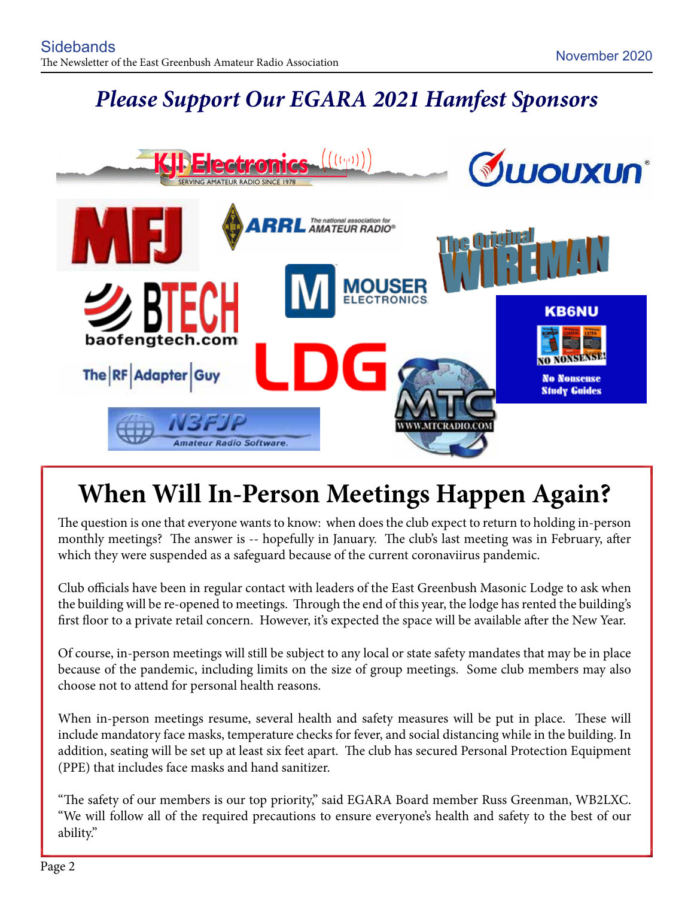## *Please Support Our EGARA 2021 Hamfest Sponsors*

KJI Electronics — SERVING AMATEUR RADIO SINCE 1978

WOUXUN

MFJ

ARRL — The national association for AMATEUR RADIO

The Original WIREMAN

MOUSER ELECTRONICS

BTECH — baofengtech.com

KB6NU — No Nonsense Study Guides

The RF Adapter Guy

LDG

MTC — WWW.MTCRADIO.COM

N3FJP Amateur Radio Software.

# When Will In-Person Meetings Happen Again?

The question is one that everyone wants to know: when does the club expect to return to holding in-person monthly meetings? The answer is -- hopefully in January. The club's last meeting was in February, after which they were suspended as a safeguard because of the current coronaviirus pandemic.

Club officials have been in regular contact with leaders of the East Greenbush Masonic Lodge to ask when the building will be re-opened to meetings. Through the end of this year, the lodge has rented the building's first floor to a private retail concern. However, it's expected the space will be available after the New Year.

Of course, in-person meetings will still be subject to any local or state safety mandates that may be in place because of the pandemic, including limits on the size of group meetings. Some club members may also choose not to attend for personal health reasons.

When in-person meetings resume, several health and safety measures will be put in place. These will include mandatory face masks, temperature checks for fever, and social distancing while in the building. In addition, seating will be set up at least six feet apart. The club has secured Personal Protection Equipment (PPE) that includes face masks and hand sanitizer.

"The safety of our members is our top priority," said EGARA Board member Russ Greenman, WB2LXC. "We will follow all of the required precautions to ensure everyone's health and safety to the best of our ability."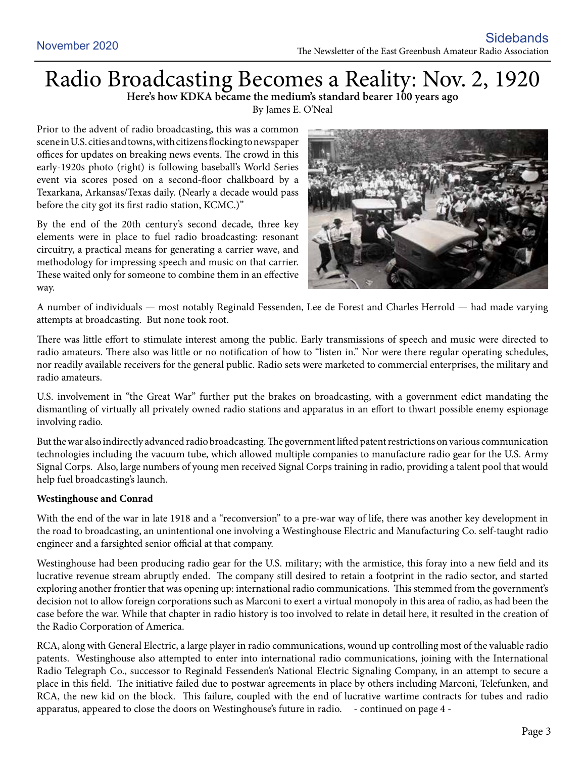# Radio Broadcasting Becomes a Reality: Nov. 2, 1920

**Here's how KDKA became the medium's standard bearer 100 years ago**

By James E. O'Neal

Prior to the advent of radio broadcasting, this was a common scene in U.S. cities and towns, with citizens flocking to newspaper offices for updates on breaking news events. The crowd in this early-1920s photo (right) is following baseball's World Series event via scores posed on a second-floor chalkboard by a Texarkana, Arkansas/Texas daily. (Nearly a decade would pass before the city got its first radio station, KCMC.)"

By the end of the 20th century's second decade, three key elements were in place to fuel radio broadcasting: resonant circuitry, a practical means for generating a carrier wave, and methodology for impressing speech and music on that carrier. These waited only for someone to combine them in an effective way.

A number of individuals — most notably Reginald Fessenden, Lee de Forest and Charles Herrold — had made varying attempts at broadcasting. But none took root.

There was little effort to stimulate interest among the public. Early transmissions of speech and music were directed to radio amateurs. There also was little or no notification of how to "listen in." Nor were there regular operating schedules, nor readily available receivers for the general public. Radio sets were marketed to commercial enterprises, the military and radio amateurs.

U.S. involvement in "the Great War" further put the brakes on broadcasting, with a government edict mandating the dismantling of virtually all privately owned radio stations and apparatus in an effort to thwart possible enemy espionage involving radio.

But the war also indirectly advanced radio broadcasting. The government lifted patent restrictions on various communication technologies including the vacuum tube, which allowed multiple companies to manufacture radio gear for the U.S. Army Signal Corps. Also, large numbers of young men received Signal Corps training in radio, providing a talent pool that would help fuel broadcasting's launch.

**Westinghouse and Conrad**

With the end of the war in late 1918 and a "reconversion" to a pre-war way of life, there was another key development in the road to broadcasting, an unintentional one involving a Westinghouse Electric and Manufacturing Co. self-taught radio engineer and a farsighted senior official at that company.

Westinghouse had been producing radio gear for the U.S. military; with the armistice, this foray into a new field and its lucrative revenue stream abruptly ended. The company still desired to retain a footprint in the radio sector, and started exploring another frontier that was opening up: international radio communications. This stemmed from the government's decision not to allow foreign corporations such as Marconi to exert a virtual monopoly in this area of radio, as had been the case before the war. While that chapter in radio history is too involved to relate in detail here, it resulted in the creation of the Radio Corporation of America.

RCA, along with General Electric, a large player in radio communications, wound up controlling most of the valuable radio patents. Westinghouse also attempted to enter into international radio communications, joining with the International Radio Telegraph Co., successor to Reginald Fessenden's National Electric Signaling Company, in an attempt to secure a place in this field. The initiative failed due to postwar agreements in place by others including Marconi, Telefunken, and RCA, the new kid on the block. This failure, coupled with the end of lucrative wartime contracts for tubes and radio apparatus, appeared to close the doors on Westinghouse's future in radio. - continued on page 4 -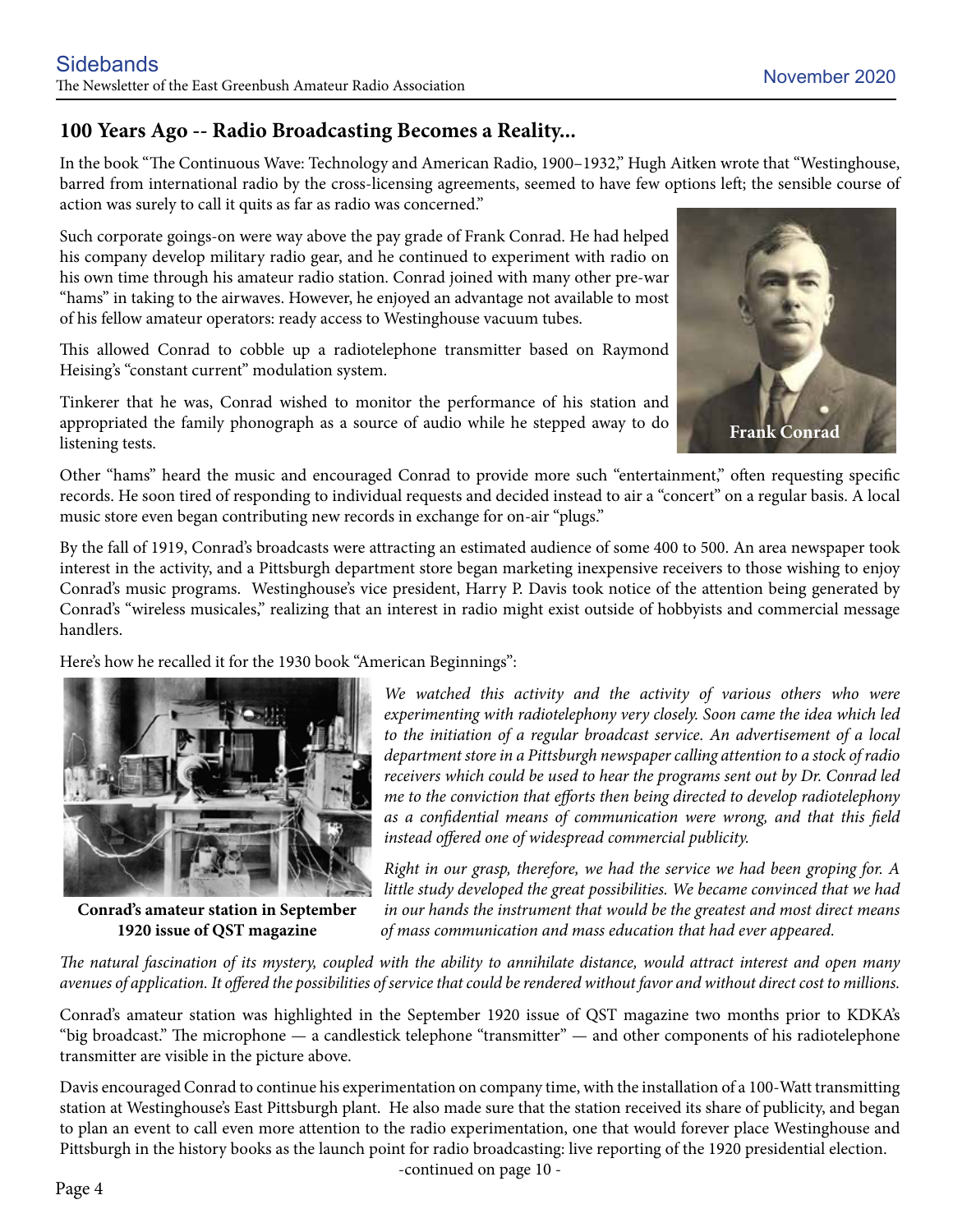## 100 Years Ago -- Radio Broadcasting Becomes a Reality...

In the book "The Continuous Wave: Technology and American Radio, 1900–1932," Hugh Aitken wrote that "Westinghouse, barred from international radio by the cross-licensing agreements, seemed to have few options left; the sensible course of action was surely to call it quits as far as radio was concerned."

Such corporate goings-on were way above the pay grade of Frank Conrad. He had helped his company develop military radio gear, and he continued to experiment with radio on his own time through his amateur radio station. Conrad joined with many other pre-war "hams" in taking to the airwaves. However, he enjoyed an advantage not available to most of his fellow amateur operators: ready access to Westinghouse vacuum tubes.

This allowed Conrad to cobble up a radiotelephone transmitter based on Raymond Heising's "constant current" modulation system.

Tinkerer that he was, Conrad wished to monitor the performance of his station and appropriated the family phonograph as a source of audio while he stepped away to do listening tests.

**Frank Conrad**

Other "hams" heard the music and encouraged Conrad to provide more such "entertainment," often requesting specific records. He soon tired of responding to individual requests and decided instead to air a "concert" on a regular basis. A local music store even began contributing new records in exchange for on-air "plugs."

By the fall of 1919, Conrad's broadcasts were attracting an estimated audience of some 400 to 500. An area newspaper took interest in the activity, and a Pittsburgh department store began marketing inexpensive receivers to those wishing to enjoy Conrad's music programs. Westinghouse's vice president, Harry P. Davis took notice of the attention being generated by Conrad's "wireless musicales," realizing that an interest in radio might exist outside of hobbyists and commercial message handlers.

Here's how he recalled it for the 1930 book "American Beginnings":

*We watched this activity and the activity of various others who were experimenting with radiotelephony very closely. Soon came the idea which led to the initiation of a regular broadcast service. An advertisement of a local department store in a Pittsburgh newspaper calling attention to a stock of radio receivers which could be used to hear the programs sent out by Dr. Conrad led me to the conviction that efforts then being directed to develop radiotelephony as a confidential means of communication were wrong, and that this field instead offered one of widespread commercial publicity.*

*Right in our grasp, therefore, we had the service we had been groping for. A little study developed the great possibilities. We became convinced that we had in our hands the instrument that would be the greatest and most direct means of mass communication and mass education that had ever appeared.*

*The natural fascination of its mystery, coupled with the ability to annihilate distance, would attract interest and open many avenues of application. It offered the possibilities of service that could be rendered without favor and without direct cost to millions.*

**Conrad's amateur station in September 1920 issue of QST magazine**

Conrad's amateur station was highlighted in the September 1920 issue of QST magazine two months prior to KDKA's "big broadcast." The microphone — a candlestick telephone "transmitter" — and other components of his radiotelephone transmitter are visible in the picture above.

Davis encouraged Conrad to continue his experimentation on company time, with the installation of a 100-Watt transmitting station at Westinghouse's East Pittsburgh plant. He also made sure that the station received its share of publicity, and began to plan an event to call even more attention to the radio experimentation, one that would forever place Westinghouse and Pittsburgh in the history books as the launch point for radio broadcasting: live reporting of the 1920 presidential election.

-continued on page 10 -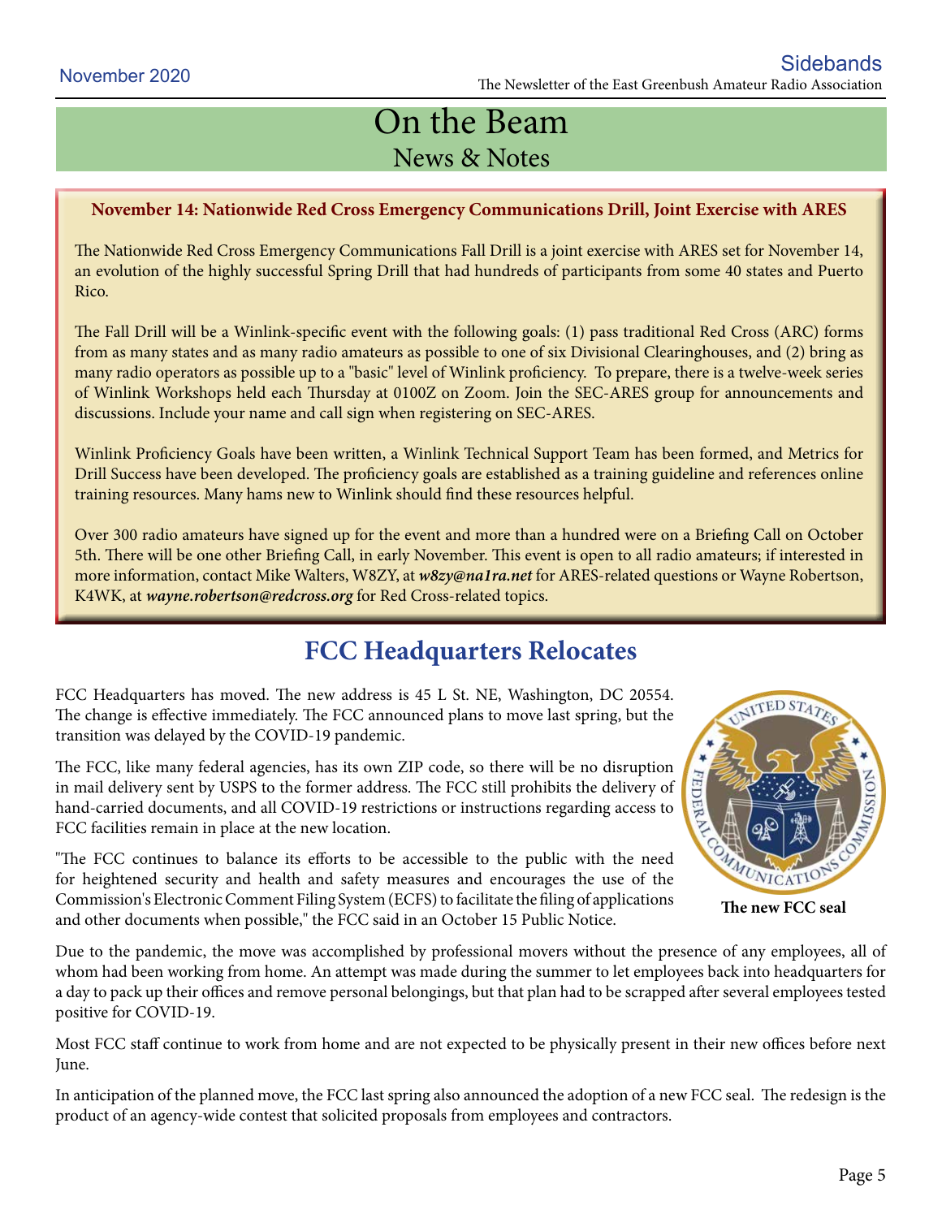# On the Beam

## News & Notes

**November 14: Nationwide Red Cross Emergency Communications Drill, Joint Exercise with ARES**

The Nationwide Red Cross Emergency Communications Fall Drill is a joint exercise with ARES set for November 14, an evolution of the highly successful Spring Drill that had hundreds of participants from some 40 states and Puerto Rico.

The Fall Drill will be a Winlink-specific event with the following goals: (1) pass traditional Red Cross (ARC) forms from as many states and as many radio amateurs as possible to one of six Divisional Clearinghouses, and (2) bring as many radio operators as possible up to a "basic" level of Winlink proficiency. To prepare, there is a twelve-week series of Winlink Workshops held each Thursday at 0100Z on Zoom. Join the SEC-ARES group for announcements and discussions. Include your name and call sign when registering on SEC-ARES.

Winlink Proficiency Goals have been written, a Winlink Technical Support Team has been formed, and Metrics for Drill Success have been developed. The proficiency goals are established as a training guideline and references online training resources. Many hams new to Winlink should find these resources helpful.

Over 300 radio amateurs have signed up for the event and more than a hundred were on a Briefing Call on October 5th. There will be one other Briefing Call, in early November. This event is open to all radio amateurs; if interested in more information, contact Mike Walters, W8ZY, at ***w8zy@na1ra.net*** for ARES-related questions or Wayne Robertson, K4WK, at ***wayne.robertson@redcross.org*** for Red Cross-related topics.

## FCC Headquarters Relocates

FCC Headquarters has moved. The new address is 45 L St. NE, Washington, DC 20554. The change is effective immediately. The FCC announced plans to move last spring, but the transition was delayed by the COVID-19 pandemic.

The FCC, like many federal agencies, has its own ZIP code, so there will be no disruption in mail delivery sent by USPS to the former address. The FCC still prohibits the delivery of hand-carried documents, and all COVID-19 restrictions or instructions regarding access to FCC facilities remain in place at the new location.

"The FCC continues to balance its efforts to be accessible to the public with the need for heightened security and health and safety measures and encourages the use of the Commission's Electronic Comment Filing System (ECFS) to facilitate the filing of applications and other documents when possible," the FCC said in an October 15 Public Notice.

**The new FCC seal**

Due to the pandemic, the move was accomplished by professional movers without the presence of any employees, all of whom had been working from home. An attempt was made during the summer to let employees back into headquarters for a day to pack up their offices and remove personal belongings, but that plan had to be scrapped after several employees tested positive for COVID-19.

Most FCC staff continue to work from home and are not expected to be physically present in their new offices before next June.

In anticipation of the planned move, the FCC last spring also announced the adoption of a new FCC seal. The redesign is the product of an agency-wide contest that solicited proposals from employees and contractors.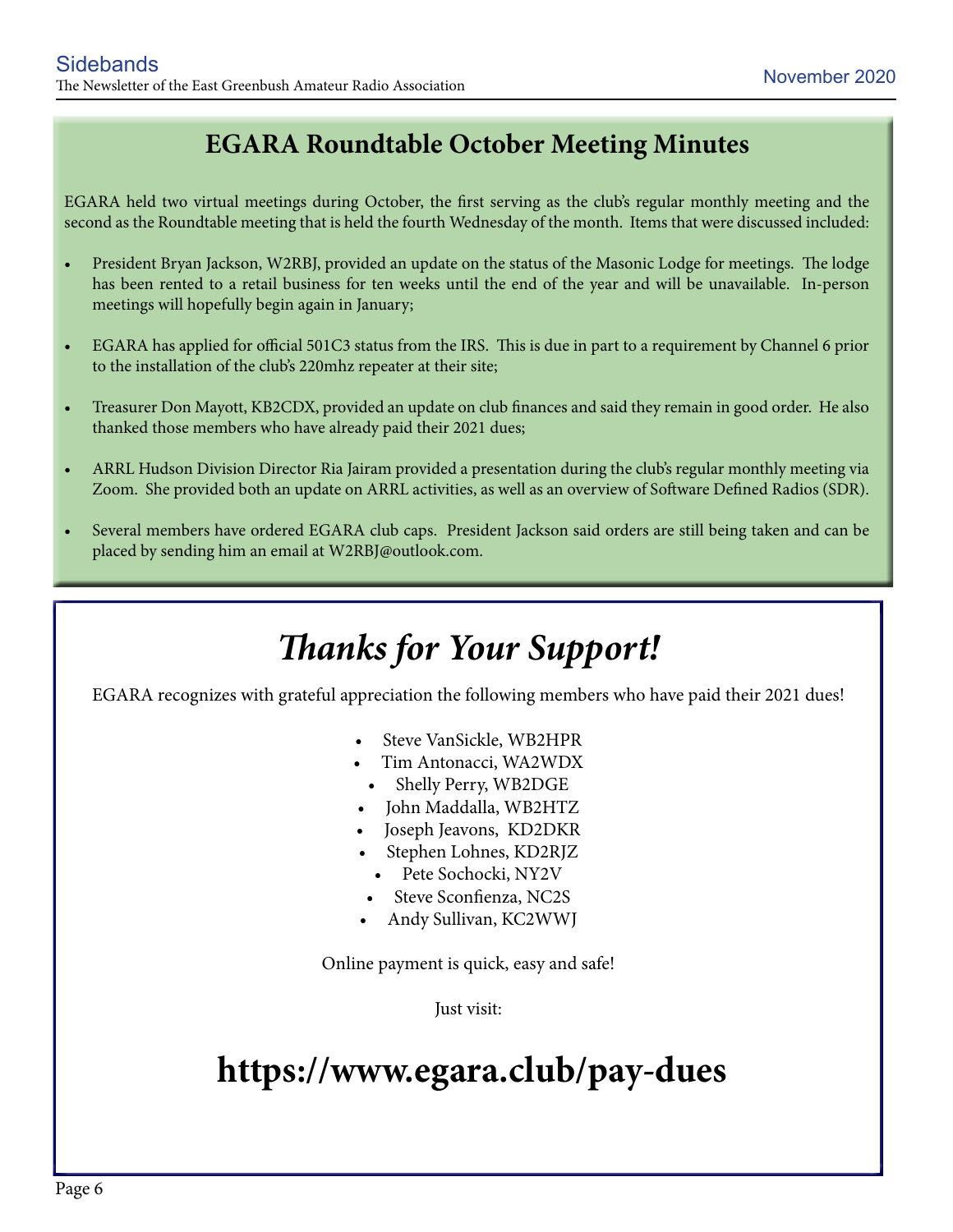## EGARA Roundtable October Meeting Minutes

EGARA held two virtual meetings during October, the first serving as the club's regular monthly meeting and the second as the Roundtable meeting that is held the fourth Wednesday of the month. Items that were discussed included:

- President Bryan Jackson, W2RBJ, provided an update on the status of the Masonic Lodge for meetings. The lodge has been rented to a retail business for ten weeks until the end of the year and will be unavailable. In-person meetings will hopefully begin again in January;
- EGARA has applied for official 501C3 status from the IRS. This is due in part to a requirement by Channel 6 prior to the installation of the club's 220mhz repeater at their site;
- Treasurer Don Mayott, KB2CDX, provided an update on club finances and said they remain in good order. He also thanked those members who have already paid their 2021 dues;
- ARRL Hudson Division Director Ria Jairam provided a presentation during the club's regular monthly meeting via Zoom. She provided both an update on ARRL activities, as well as an overview of Software Defined Radios (SDR).
- Several members have ordered EGARA club caps. President Jackson said orders are still being taken and can be placed by sending him an email at W2RBJ@outlook.com.

## *Thanks for Your Support!*

EGARA recognizes with grateful appreciation the following members who have paid their 2021 dues!

- Steve VanSickle, WB2HPR
- Tim Antonacci, WA2WDX
- Shelly Perry, WB2DGE
- John Maddalla, WB2HTZ
- Joseph Jeavons, KD2DKR
- Stephen Lohnes, KD2RJZ
- Pete Sochocki, NY2V
- Steve Sconfienza, NC2S
- Andy Sullivan, KC2WWJ

Online payment is quick, easy and safe!

Just visit:

# https://www.egara.club/pay-dues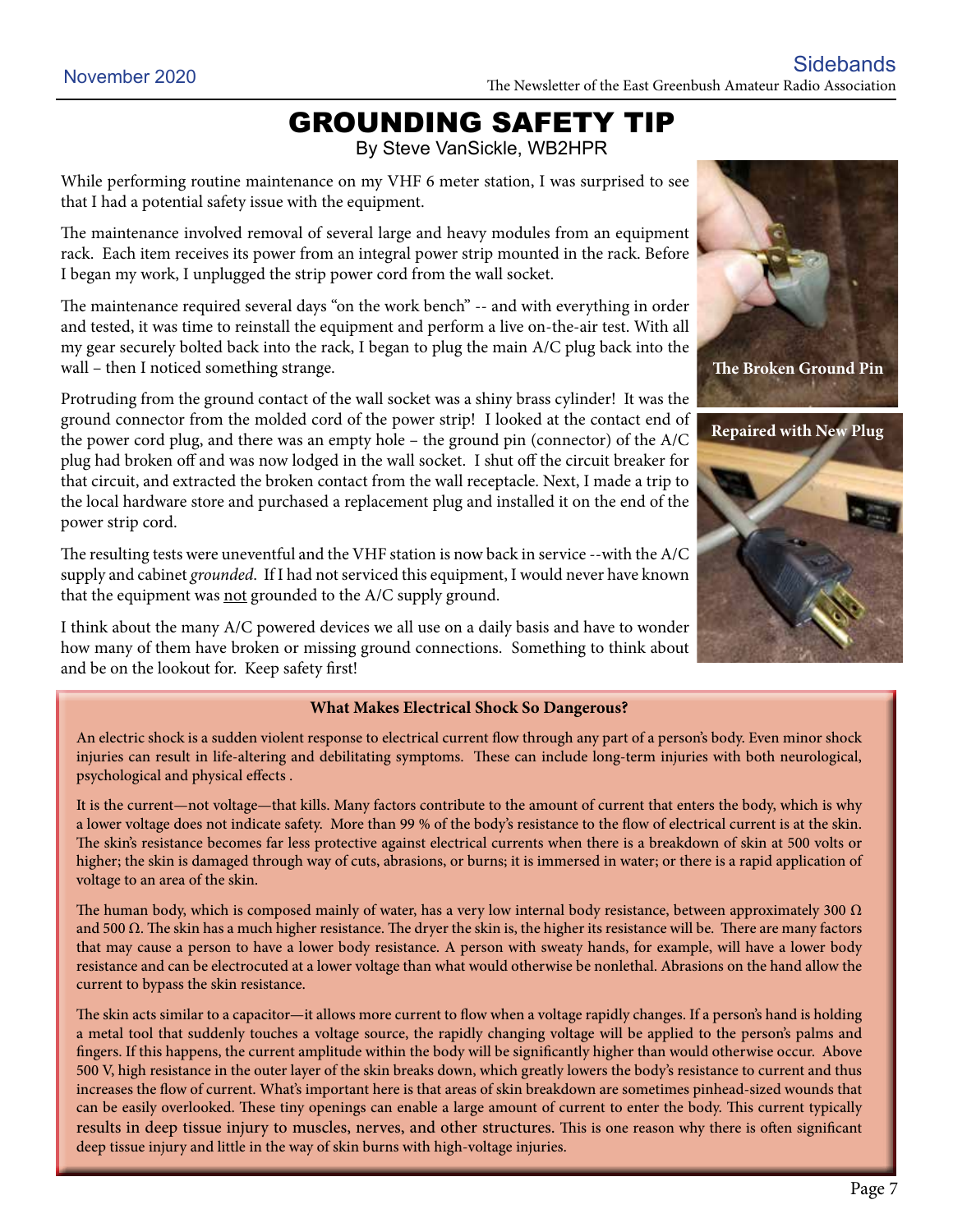# GROUNDING SAFETY TIP

By Steve VanSickle, WB2HPR

While performing routine maintenance on my VHF 6 meter station, I was surprised to see that I had a potential safety issue with the equipment.

The maintenance involved removal of several large and heavy modules from an equipment rack. Each item receives its power from an integral power strip mounted in the rack. Before I began my work, I unplugged the strip power cord from the wall socket.

The maintenance required several days "on the work bench" -- and with everything in order and tested, it was time to reinstall the equipment and perform a live on-the-air test. With all my gear securely bolted back into the rack, I began to plug the main A/C plug back into the wall – then I noticed something strange.

Protruding from the ground contact of the wall socket was a shiny brass cylinder! It was the ground connector from the molded cord of the power strip! I looked at the contact end of the power cord plug, and there was an empty hole – the ground pin (connector) of the A/C plug had broken off and was now lodged in the wall socket. I shut off the circuit breaker for that circuit, and extracted the broken contact from the wall receptacle. Next, I made a trip to the local hardware store and purchased a replacement plug and installed it on the end of the power strip cord.

The resulting tests were uneventful and the VHF station is now back in service --with the A/C supply and cabinet *grounded*. If I had not serviced this equipment, I would never have known that the equipment was <u>not</u> grounded to the A/C supply ground.

I think about the many A/C powered devices we all use on a daily basis and have to wonder how many of them have broken or missing ground connections. Something to think about and be on the lookout for. Keep safety first!

**The Broken Ground Pin**

**Repaired with New Plug**

**What Makes Electrical Shock So Dangerous?**

An electric shock is a sudden violent response to electrical current flow through any part of a person's body. Even minor shock injuries can result in life-altering and debilitating symptoms. These can include long-term injuries with both neurological, psychological and physical effects .

It is the current—not voltage—that kills. Many factors contribute to the amount of current that enters the body, which is why a lower voltage does not indicate safety. More than 99 % of the body's resistance to the flow of electrical current is at the skin. The skin's resistance becomes far less protective against electrical currents when there is a breakdown of skin at 500 volts or higher; the skin is damaged through way of cuts, abrasions, or burns; it is immersed in water; or there is a rapid application of voltage to an area of the skin.

The human body, which is composed mainly of water, has a very low internal body resistance, between approximately 300 Ω and 500 Ω. The skin has a much higher resistance. The dryer the skin is, the higher its resistance will be. There are many factors that may cause a person to have a lower body resistance. A person with sweaty hands, for example, will have a lower body resistance and can be electrocuted at a lower voltage than what would otherwise be nonlethal. Abrasions on the hand allow the current to bypass the skin resistance.

The skin acts similar to a capacitor—it allows more current to flow when a voltage rapidly changes. If a person's hand is holding a metal tool that suddenly touches a voltage source, the rapidly changing voltage will be applied to the person's palms and fingers. If this happens, the current amplitude within the body will be significantly higher than would otherwise occur. Above 500 V, high resistance in the outer layer of the skin breaks down, which greatly lowers the body's resistance to current and thus increases the flow of current. What's important here is that areas of skin breakdown are sometimes pinhead-sized wounds that can be easily overlooked. These tiny openings can enable a large amount of current to enter the body. This current typically results in deep tissue injury to muscles, nerves, and other structures. This is one reason why there is often significant deep tissue injury and little in the way of skin burns with high-voltage injuries.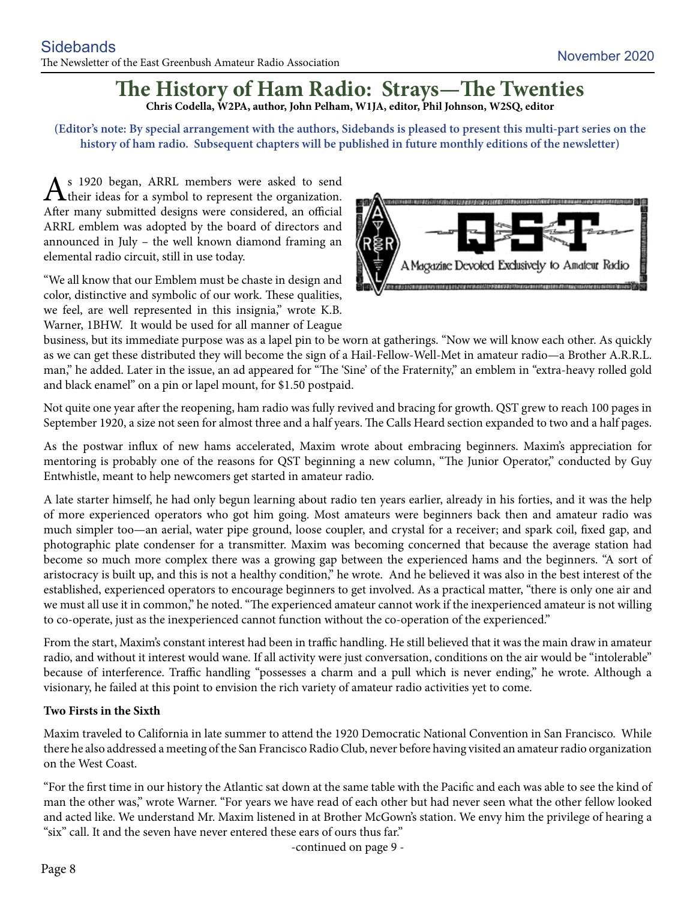# The History of Ham Radio: Strays—The Twenties

**Chris Codella, W2PA, author, John Pelham, W1JA, editor, Phil Johnson, W2SQ, editor**

**(Editor's note: By special arrangement with the authors, Sidebands is pleased to present this multi-part series on the history of ham radio. Subsequent chapters will be published in future monthly editions of the newsletter)**

As 1920 began, ARRL members were asked to send their ideas for a symbol to represent the organization. After many submitted designs were considered, an official ARRL emblem was adopted by the board of directors and announced in July – the well known diamond framing an elemental radio circuit, still in use today.

"We all know that our Emblem must be chaste in design and color, distinctive and symbolic of our work. These qualities, we feel, are well represented in this insignia," wrote K.B. Warner, 1BHW. It would be used for all manner of League business, but its immediate purpose was as a lapel pin to be worn at gatherings. "Now we will know each other. As quickly as we can get these distributed they will become the sign of a Hail-Fellow-Well-Met in amateur radio—a Brother A.R.R.L. man," he added. Later in the issue, an ad appeared for "The 'Sine' of the Fraternity," an emblem in "extra-heavy rolled gold and black enamel" on a pin or lapel mount, for $1.50 postpaid.

Not quite one year after the reopening, ham radio was fully revived and bracing for growth. QST grew to reach 100 pages in September 1920, a size not seen for almost three and a half years. The Calls Heard section expanded to two and a half pages.

As the postwar influx of new hams accelerated, Maxim wrote about embracing beginners. Maxim's appreciation for mentoring is probably one of the reasons for QST beginning a new column, "The Junior Operator," conducted by Guy Entwhistle, meant to help newcomers get started in amateur radio.

A late starter himself, he had only begun learning about radio ten years earlier, already in his forties, and it was the help of more experienced operators who got him going. Most amateurs were beginners back then and amateur radio was much simpler too—an aerial, water pipe ground, loose coupler, and crystal for a receiver; and spark coil, fixed gap, and photographic plate condenser for a transmitter. Maxim was becoming concerned that because the average station had become so much more complex there was a growing gap between the experienced hams and the beginners. "A sort of aristocracy is built up, and this is not a healthy condition," he wrote. And he believed it was also in the best interest of the established, experienced operators to encourage beginners to get involved. As a practical matter, "there is only one air and we must all use it in common," he noted. "The experienced amateur cannot work if the inexperienced amateur is not willing to co-operate, just as the inexperienced cannot function without the co-operation of the experienced."

From the start, Maxim's constant interest had been in traffic handling. He still believed that it was the main draw in amateur radio, and without it interest would wane. If all activity were just conversation, conditions on the air would be "intolerable" because of interference. Traffic handling "possesses a charm and a pull which is never ending," he wrote. Although a visionary, he failed at this point to envision the rich variety of amateur radio activities yet to come.

**Two Firsts in the Sixth**

Maxim traveled to California in late summer to attend the 1920 Democratic National Convention in San Francisco. While there he also addressed a meeting of the San Francisco Radio Club, never before having visited an amateur radio organization on the West Coast.

"For the first time in our history the Atlantic sat down at the same table with the Pacific and each was able to see the kind of man the other was," wrote Warner. "For years we have read of each other but had never seen what the other fellow looked and acted like. We understand Mr. Maxim listened in at Brother McGown's station. We envy him the privilege of hearing a "six" call. It and the seven have never entered these ears of ours thus far."

-continued on page 9 -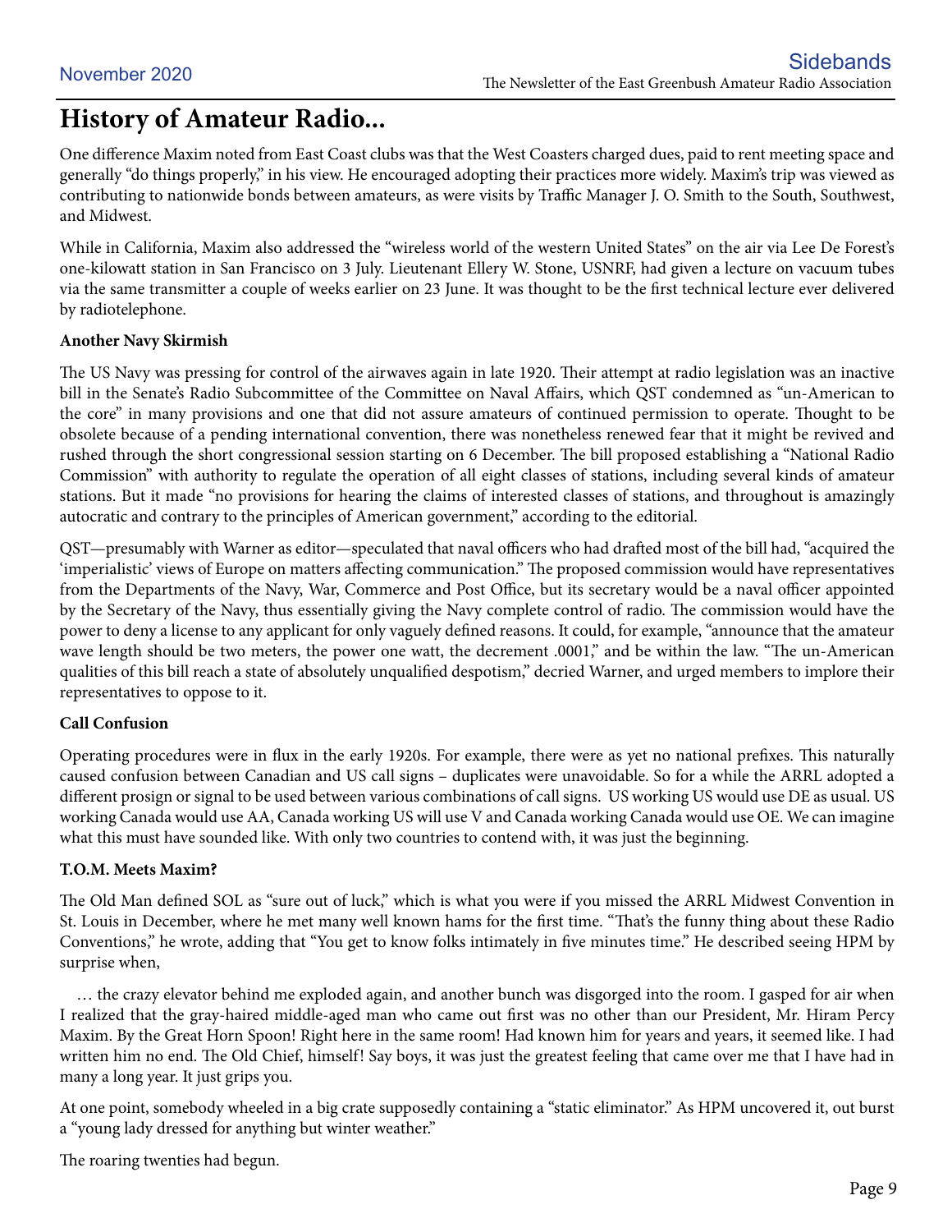# History of Amateur Radio...

One difference Maxim noted from East Coast clubs was that the West Coasters charged dues, paid to rent meeting space and generally "do things properly," in his view. He encouraged adopting their practices more widely. Maxim's trip was viewed as contributing to nationwide bonds between amateurs, as were visits by Traffic Manager J. O. Smith to the South, Southwest, and Midwest.

While in California, Maxim also addressed the "wireless world of the western United States" on the air via Lee De Forest's one-kilowatt station in San Francisco on 3 July. Lieutenant Ellery W. Stone, USNRF, had given a lecture on vacuum tubes via the same transmitter a couple of weeks earlier on 23 June. It was thought to be the first technical lecture ever delivered by radiotelephone.

**Another Navy Skirmish**

The US Navy was pressing for control of the airwaves again in late 1920. Their attempt at radio legislation was an inactive bill in the Senate's Radio Subcommittee of the Committee on Naval Affairs, which QST condemned as "un-American to the core" in many provisions and one that did not assure amateurs of continued permission to operate. Thought to be obsolete because of a pending international convention, there was nonetheless renewed fear that it might be revived and rushed through the short congressional session starting on 6 December. The bill proposed establishing a "National Radio Commission" with authority to regulate the operation of all eight classes of stations, including several kinds of amateur stations. But it made "no provisions for hearing the claims of interested classes of stations, and throughout is amazingly autocratic and contrary to the principles of American government," according to the editorial.

QST—presumably with Warner as editor—speculated that naval officers who had drafted most of the bill had, "acquired the 'imperialistic' views of Europe on matters affecting communication." The proposed commission would have representatives from the Departments of the Navy, War, Commerce and Post Office, but its secretary would be a naval officer appointed by the Secretary of the Navy, thus essentially giving the Navy complete control of radio. The commission would have the power to deny a license to any applicant for only vaguely defined reasons. It could, for example, "announce that the amateur wave length should be two meters, the power one watt, the decrement .0001," and be within the law. "The un-American qualities of this bill reach a state of absolutely unqualified despotism," decried Warner, and urged members to implore their representatives to oppose to it.

**Call Confusion**

Operating procedures were in flux in the early 1920s. For example, there were as yet no national prefixes. This naturally caused confusion between Canadian and US call signs – duplicates were unavoidable. So for a while the ARRL adopted a different prosign or signal to be used between various combinations of call signs. US working US would use DE as usual. US working Canada would use AA, Canada working US will use V and Canada working Canada would use OE. We can imagine what this must have sounded like. With only two countries to contend with, it was just the beginning.

**T.O.M. Meets Maxim?**

The Old Man defined SOL as "sure out of luck," which is what you were if you missed the ARRL Midwest Convention in St. Louis in December, where he met many well known hams for the first time. "That's the funny thing about these Radio Conventions," he wrote, adding that "You get to know folks intimately in five minutes time." He described seeing HPM by surprise when,

… the crazy elevator behind me exploded again, and another bunch was disgorged into the room. I gasped for air when I realized that the gray-haired middle-aged man who came out first was no other than our President, Mr. Hiram Percy Maxim. By the Great Horn Spoon! Right here in the same room! Had known him for years and years, it seemed like. I had written him no end. The Old Chief, himself! Say boys, it was just the greatest feeling that came over me that I have had in many a long year. It just grips you.

At one point, somebody wheeled in a big crate supposedly containing a "static eliminator." As HPM uncovered it, out burst a "young lady dressed for anything but winter weather."

The roaring twenties had begun.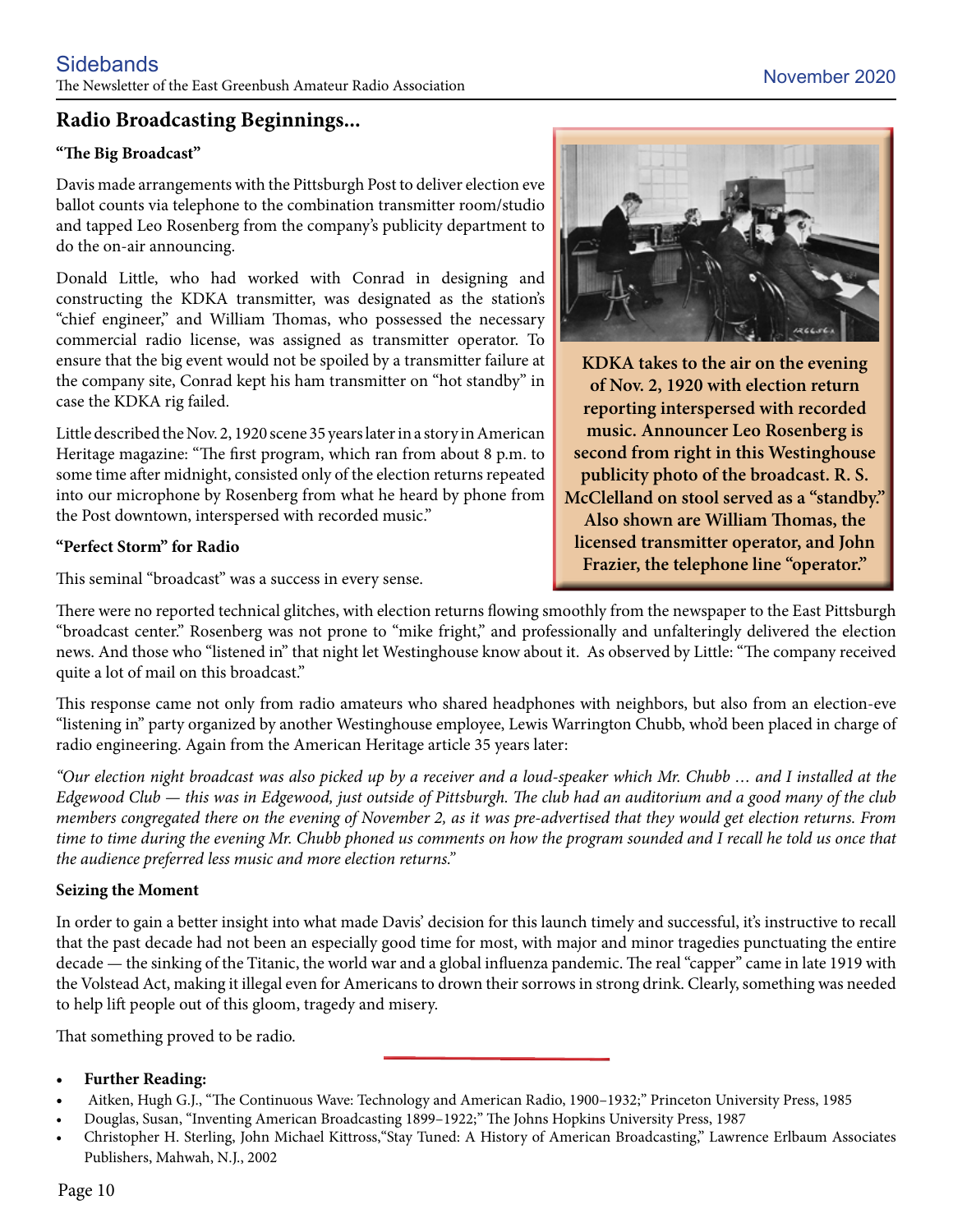## Radio Broadcasting Beginnings...

**"The Big Broadcast"**

Davis made arrangements with the Pittsburgh Post to deliver election eve ballot counts via telephone to the combination transmitter room/studio and tapped Leo Rosenberg from the company's publicity department to do the on-air announcing.

Donald Little, who had worked with Conrad in designing and constructing the KDKA transmitter, was designated as the station's "chief engineer," and William Thomas, who possessed the necessary commercial radio license, was assigned as transmitter operator. To ensure that the big event would not be spoiled by a transmitter failure at the company site, Conrad kept his ham transmitter on "hot standby" in case the KDKA rig failed.

Little described the Nov. 2, 1920 scene 35 years later in a story in American Heritage magazine: "The first program, which ran from about 8 p.m. to some time after midnight, consisted only of the election returns repeated into our microphone by Rosenberg from what he heard by phone from the Post downtown, interspersed with recorded music."

**KDKA takes to the air on the evening of Nov. 2, 1920 with election return reporting interspersed with recorded music. Announcer Leo Rosenberg is second from right in this Westinghouse publicity photo of the broadcast. R. S. McClelland on stool served as a "standby." Also shown are William Thomas, the licensed transmitter operator, and John Frazier, the telephone line "operator."**

**"Perfect Storm" for Radio**

This seminal "broadcast" was a success in every sense.

There were no reported technical glitches, with election returns flowing smoothly from the newspaper to the East Pittsburgh "broadcast center." Rosenberg was not prone to "mike fright," and professionally and unfalteringly delivered the election news. And those who "listened in" that night let Westinghouse know about it. As observed by Little: "The company received quite a lot of mail on this broadcast."

This response came not only from radio amateurs who shared headphones with neighbors, but also from an election-eve "listening in" party organized by another Westinghouse employee, Lewis Warrington Chubb, who'd been placed in charge of radio engineering. Again from the American Heritage article 35 years later:

*"Our election night broadcast was also picked up by a receiver and a loud-speaker which Mr. Chubb … and I installed at the Edgewood Club — this was in Edgewood, just outside of Pittsburgh. The club had an auditorium and a good many of the club members congregated there on the evening of November 2, as it was pre-advertised that they would get election returns. From time to time during the evening Mr. Chubb phoned us comments on how the program sounded and I recall he told us once that the audience preferred less music and more election returns."*

**Seizing the Moment**

In order to gain a better insight into what made Davis' decision for this launch timely and successful, it's instructive to recall that the past decade had not been an especially good time for most, with major and minor tragedies punctuating the entire decade — the sinking of the Titanic, the world war and a global influenza pandemic. The real "capper" came in late 1919 with the Volstead Act, making it illegal even for Americans to drown their sorrows in strong drink. Clearly, something was needed to help lift people out of this gloom, tragedy and misery.

That something proved to be radio.

- **Further Reading:**
- Aitken, Hugh G.J., "The Continuous Wave: Technology and American Radio, 1900–1932;" Princeton University Press, 1985
- Douglas, Susan, "Inventing American Broadcasting 1899–1922;" The Johns Hopkins University Press, 1987
- Christopher H. Sterling, John Michael Kittross,"Stay Tuned: A History of American Broadcasting," Lawrence Erlbaum Associates Publishers, Mahwah, N.J., 2002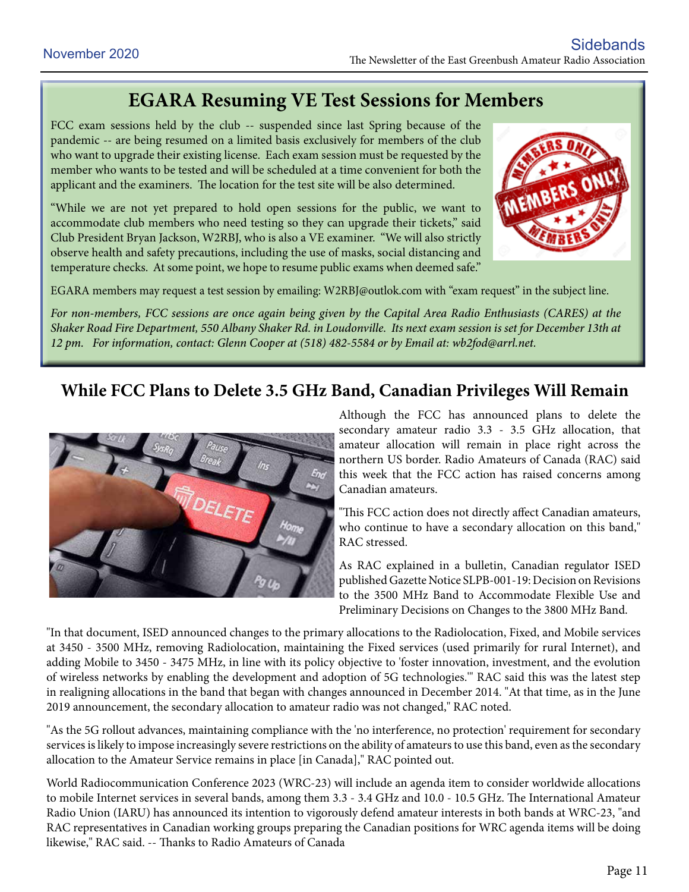## EGARA Resuming VE Test Sessions for Members

FCC exam sessions held by the club -- suspended since last Spring because of the pandemic -- are being resumed on a limited basis exclusively for members of the club who want to upgrade their existing license. Each exam session must be requested by the member who wants to be tested and will be scheduled at a time convenient for both the applicant and the examiners. The location for the test site will be also determined.

"While we are not yet prepared to hold open sessions for the public, we want to accommodate club members who need testing so they can upgrade their tickets," said Club President Bryan Jackson, W2RBJ, who is also a VE examiner. "We will also strictly observe health and safety precautions, including the use of masks, social distancing and temperature checks. At some point, we hope to resume public exams when deemed safe."

EGARA members may request a test session by emailing: W2RBJ@outlok.com with "exam request" in the subject line.

*For non-members, FCC sessions are once again being given by the Capital Area Radio Enthusiasts (CARES) at the Shaker Road Fire Department, 550 Albany Shaker Rd. in Loudonville. Its next exam session is set for December 13th at 12 pm. For information, contact: Glenn Cooper at (518) 482-5584 or by Email at: wb2fod@arrl.net.*

## While FCC Plans to Delete 3.5 GHz Band, Canadian Privileges Will Remain

Although the FCC has announced plans to delete the secondary amateur radio 3.3 - 3.5 GHz allocation, that amateur allocation will remain in place right across the northern US border. Radio Amateurs of Canada (RAC) said this week that the FCC action has raised concerns among Canadian amateurs.

"This FCC action does not directly affect Canadian amateurs, who continue to have a secondary allocation on this band," RAC stressed.

As RAC explained in a bulletin, Canadian regulator ISED published Gazette Notice SLPB-001-19: Decision on Revisions to the 3500 MHz Band to Accommodate Flexible Use and Preliminary Decisions on Changes to the 3800 MHz Band.

"In that document, ISED announced changes to the primary allocations to the Radiolocation, Fixed, and Mobile services at 3450 - 3500 MHz, removing Radiolocation, maintaining the Fixed services (used primarily for rural Internet), and adding Mobile to 3450 - 3475 MHz, in line with its policy objective to 'foster innovation, investment, and the evolution of wireless networks by enabling the development and adoption of 5G technologies.'" RAC said this was the latest step in realigning allocations in the band that began with changes announced in December 2014. "At that time, as in the June 2019 announcement, the secondary allocation to amateur radio was not changed," RAC noted.

"As the 5G rollout advances, maintaining compliance with the 'no interference, no protection' requirement for secondary services is likely to impose increasingly severe restrictions on the ability of amateurs to use this band, even as the secondary allocation to the Amateur Service remains in place [in Canada]," RAC pointed out.

World Radiocommunication Conference 2023 (WRC-23) will include an agenda item to consider worldwide allocations to mobile Internet services in several bands, among them 3.3 - 3.4 GHz and 10.0 - 10.5 GHz. The International Amateur Radio Union (IARU) has announced its intention to vigorously defend amateur interests in both bands at WRC-23, "and RAC representatives in Canadian working groups preparing the Canadian positions for WRC agenda items will be doing likewise," RAC said. -- Thanks to Radio Amateurs of Canada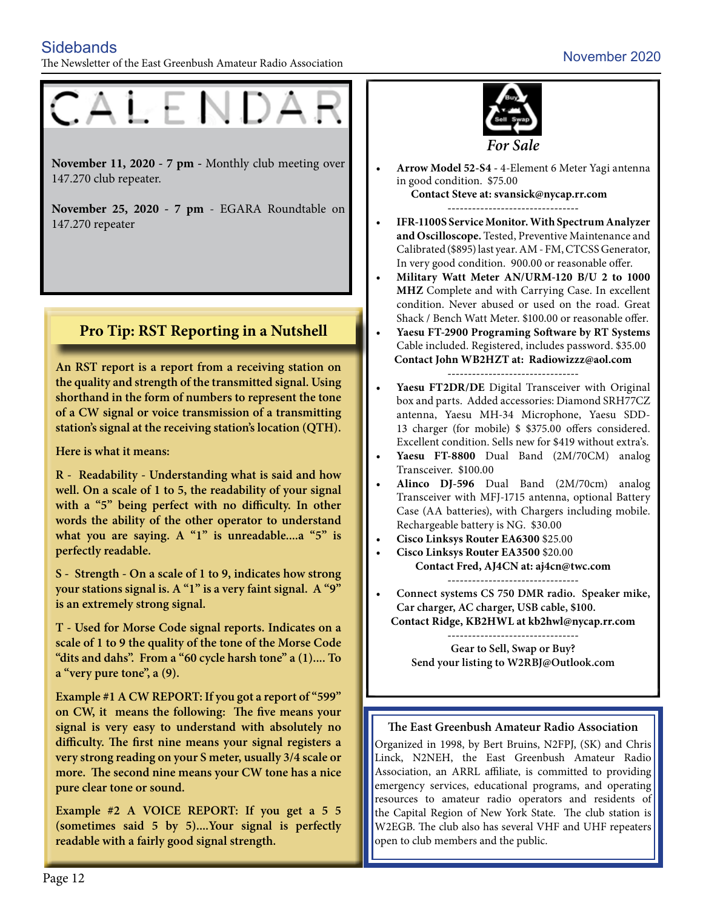# CALENDAR

**November 11, 2020 - 7 pm** - Monthly club meeting over 147.270 club repeater.

**November 25, 2020 - 7 pm** - EGARA Roundtable on 147.270 repeater

## Pro Tip: RST Reporting in a Nutshell

**An RST report is a report from a receiving station on the quality and strength of the transmitted signal. Using shorthand in the form of numbers to represent the tone of a CW signal or voice transmission of a transmitting station's signal at the receiving station's location (QTH).**

**Here is what it means:**

**R - Readability - Understanding what is said and how well. On a scale of 1 to 5, the readability of your signal with a "5" being perfect with no difficulty. In other words the ability of the other operator to understand what you are saying. A "1" is unreadable....a "5" is perfectly readable.**

**S - Strength - On a scale of 1 to 9, indicates how strong your stations signal is. A "1" is a very faint signal. A "9" is an extremely strong signal.**

**T - Used for Morse Code signal reports. Indicates on a scale of 1 to 9 the quality of the tone of the Morse Code "dits and dahs". From a "60 cycle harsh tone" a (1).... To a "very pure tone", a (9).**

**Example #1 A CW REPORT: If you got a report of "599" on CW, it means the following: The five means your signal is very easy to understand with absolutely no difficulty. The first nine means your signal registers a very strong reading on your S meter, usually 3/4 scale or more. The second nine means your CW tone has a nice pure clear tone or sound.**

**Example #2 A VOICE REPORT: If you get a 5 5 (sometimes said 5 by 5)....Your signal is perfectly readable with a fairly good signal strength.**

## *For Sale*

- **Arrow Model 52-S4** - 4-Element 6 Meter Yagi antenna in good condition. $75.00

**Contact Steve at: svansick@nycap.rr.com**

--------------------------------

- **IFR-1100S Service Monitor. With Spectrum Analyzer and Oscilloscope.** Tested, Preventive Maintenance and Calibrated ($895) last year. AM - FM, CTCSS Generator, In very good condition. 900.00 or reasonable offer.
- **Military Watt Meter AN/URM-120 B/U 2 to 1000 MHZ** Complete and with Carrying Case. In excellent condition. Never abused or used on the road. Great Shack / Bench Watt Meter. $100.00 or reasonable offer.
- **Yaesu FT-2900 Programing Software by RT Systems** Cable included. Registered, includes password. $35.00

**Contact John WB2HZT at: Radiowizzz@aol.com**

--------------------------------

- **Yaesu FT2DR/DE** Digital Transceiver with Original box and parts. Added accessories: Diamond SRH77CZ antenna, Yaesu MH-34 Microphone, Yaesu SDD-13 charger (for mobile) $ $375.00 offers considered. Excellent condition. Sells new for $419 without extra's.
- **Yaesu FT-8800** Dual Band (2M/70CM) analog Transceiver. $100.00
- **Alinco DJ-596** Dual Band (2M/70cm) analog Transceiver with MFJ-1715 antenna, optional Battery Case (AA batteries), with Chargers including mobile. Rechargeable battery is NG. $30.00
- **Cisco Linksys Router EA6300** $25.00
- **Cisco Linksys Router EA3500** $20.00

**Contact Fred, AJ4CN at: aj4cn@twc.com**

--------------------------------

- **Connect systems CS 750 DMR radio. Speaker mike, Car charger, AC charger, USB cable, $100.**

**Contact Ridge, KB2HWL at kb2hwl@nycap.rr.com**

--------------------------------

**Gear to Sell, Swap or Buy?**
**Send your listing to W2RBJ@Outlook.com**

### The East Greenbush Amateur Radio Association

Organized in 1998, by Bert Bruins, N2FPJ, (SK) and Chris Linck, N2NEH, the East Greenbush Amateur Radio Association, an ARRL affiliate, is committed to providing emergency services, educational programs, and operating resources to amateur radio operators and residents of the Capital Region of New York State. The club station is W2EGB. The club also has several VHF and UHF repeaters open to club members and the public.